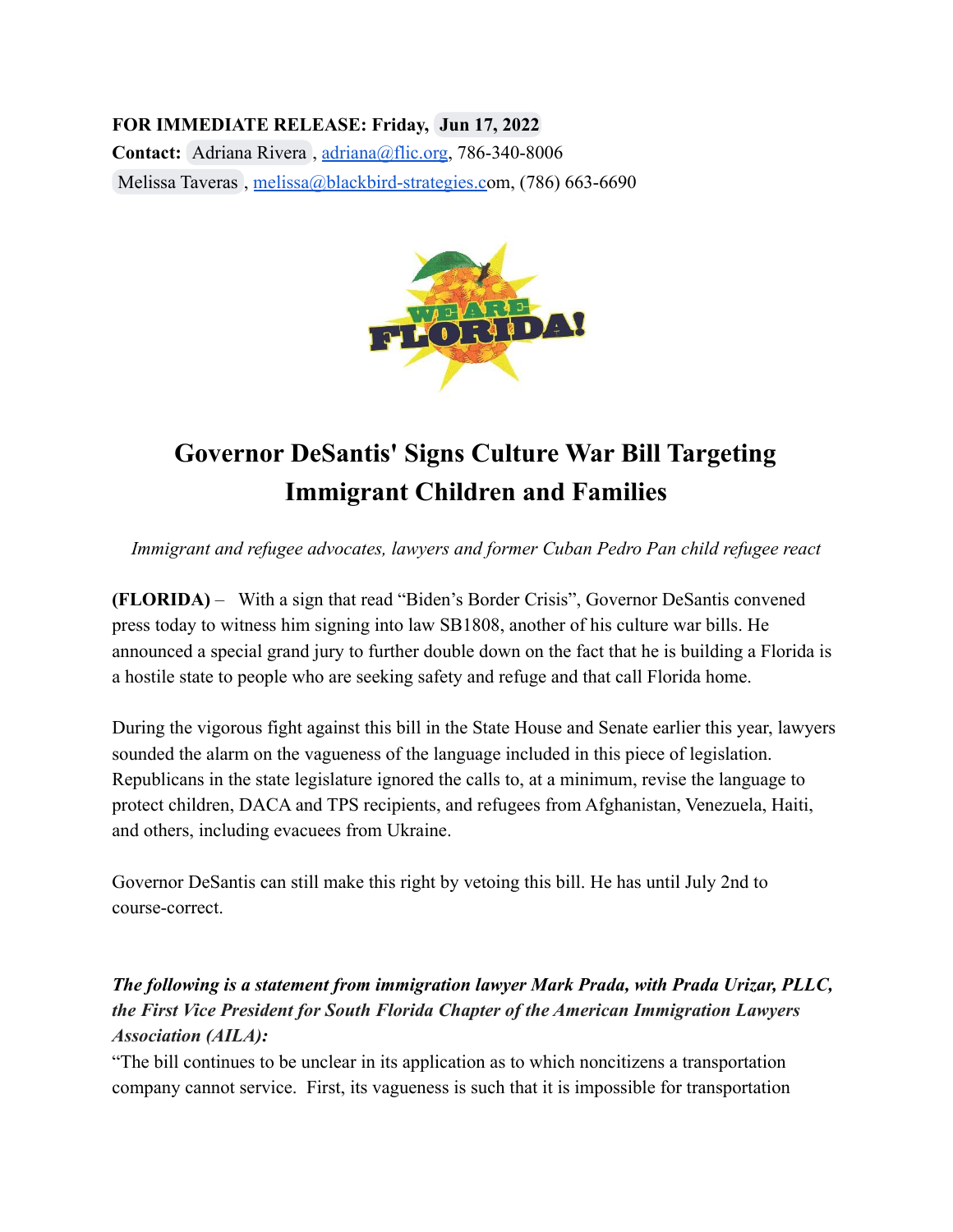**FOR IMMEDIATE RELEASE:** **Friday, Jun 17, 2022**
**Contact:** Adriana Rivera, adriana@flic.org, 786-340-8006
Melissa Taveras, melissa@blackbird-strategies.com, (786) 663-6690

# Governor DeSantis' Signs Culture War Bill Targeting Immigrant Children and Families

*Immigrant and refugee advocates, lawyers and former Cuban Pedro Pan child refugee react*

**(FLORIDA)** – With a sign that read "Biden's Border Crisis", Governor DeSantis convened press today to witness him signing into law SB1808, another of his culture war bills. He announced a special grand jury to further double down on the fact that he is building a Florida is a hostile state to people who are seeking safety and refuge and that call Florida home.

During the vigorous fight against this bill in the State House and Senate earlier this year, lawyers sounded the alarm on the vagueness of the language included in this piece of legislation. Republicans in the state legislature ignored the calls to, at a minimum, revise the language to protect children, DACA and TPS recipients, and refugees from Afghanistan, Venezuela, Haiti, and others, including evacuees from Ukraine.

Governor DeSantis can still make this right by vetoing this bill. He has until July 2nd to course-correct.

***The following is a statement from immigration lawyer Mark Prada, with Prada Urizar, PLLC, the First Vice President for South Florida Chapter of the American Immigration Lawyers Association (AILA):***

"The bill continues to be unclear in its application as to which noncitizens a transportation company cannot service. First, its vagueness is such that it is impossible for transportation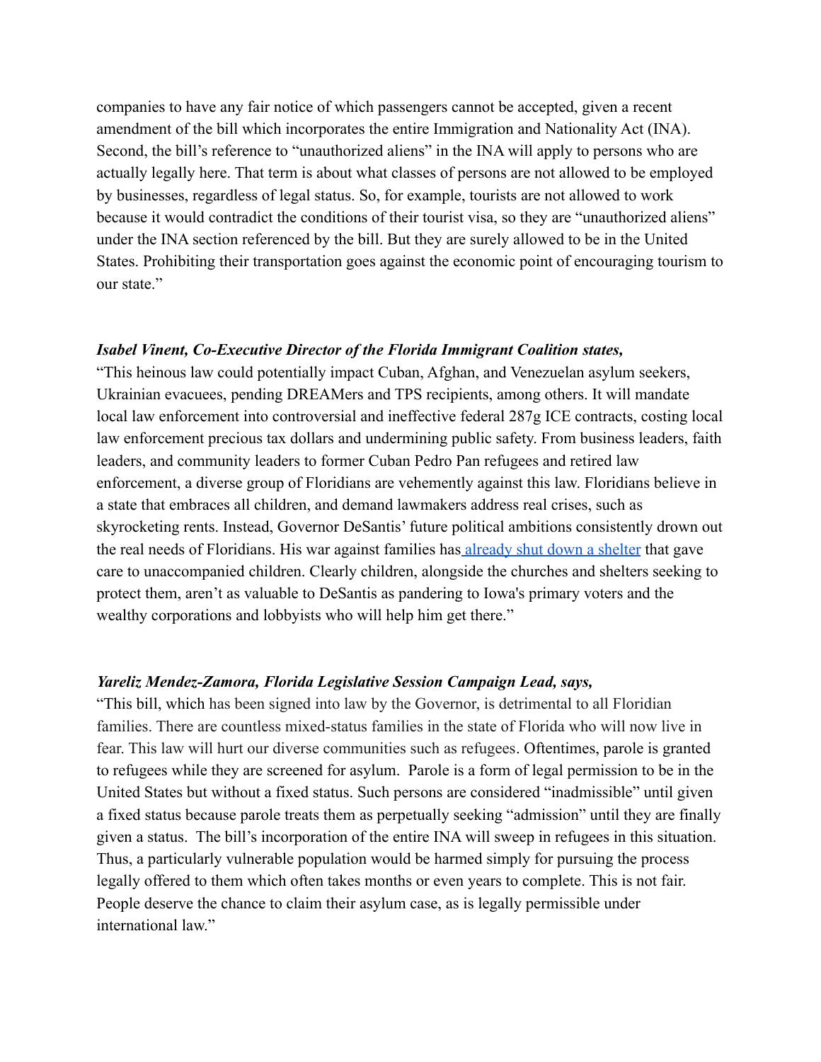companies to have any fair notice of which passengers cannot be accepted, given a recent amendment of the bill which incorporates the entire Immigration and Nationality Act (INA). Second, the bill's reference to "unauthorized aliens" in the INA will apply to persons who are actually legally here. That term is about what classes of persons are not allowed to be employed by businesses, regardless of legal status. So, for example, tourists are not allowed to work because it would contradict the conditions of their tourist visa, so they are "unauthorized aliens" under the INA section referenced by the bill. But they are surely allowed to be in the United States. Prohibiting their transportation goes against the economic point of encouraging tourism to our state."

***Isabel Vinent, Co-Executive Director of the Florida Immigrant Coalition states,***

"This heinous law could potentially impact Cuban, Afghan, and Venezuelan asylum seekers, Ukrainian evacuees, pending DREAMers and TPS recipients, among others. It will mandate local law enforcement into controversial and ineffective federal 287g ICE contracts, costing local law enforcement precious tax dollars and undermining public safety. From business leaders, faith leaders, and community leaders to former Cuban Pedro Pan refugees and retired law enforcement, a diverse group of Floridians are vehemently against this law. Floridians believe in a state that embraces all children, and demand lawmakers address real crises, such as skyrocketing rents. Instead, Governor DeSantis' future political ambitions consistently drown out the real needs of Floridians. His war against families has already shut down a shelter that gave care to unaccompanied children. Clearly children, alongside the churches and shelters seeking to protect them, aren't as valuable to DeSantis as pandering to Iowa's primary voters and the wealthy corporations and lobbyists who will help him get there."

***Yareliz Mendez-Zamora, Florida Legislative Session Campaign Lead, says,***

"This bill, which has been signed into law by the Governor, is detrimental to all Floridian families. There are countless mixed-status families in the state of Florida who will now live in fear. This law will hurt our diverse communities such as refugees. Oftentimes, parole is granted to refugees while they are screened for asylum. Parole is a form of legal permission to be in the United States but without a fixed status. Such persons are considered "inadmissible" until given a fixed status because parole treats them as perpetually seeking "admission" until they are finally given a status. The bill's incorporation of the entire INA will sweep in refugees in this situation. Thus, a particularly vulnerable population would be harmed simply for pursuing the process legally offered to them which often takes months or even years to complete. This is not fair. People deserve the chance to claim their asylum case, as is legally permissible under international law."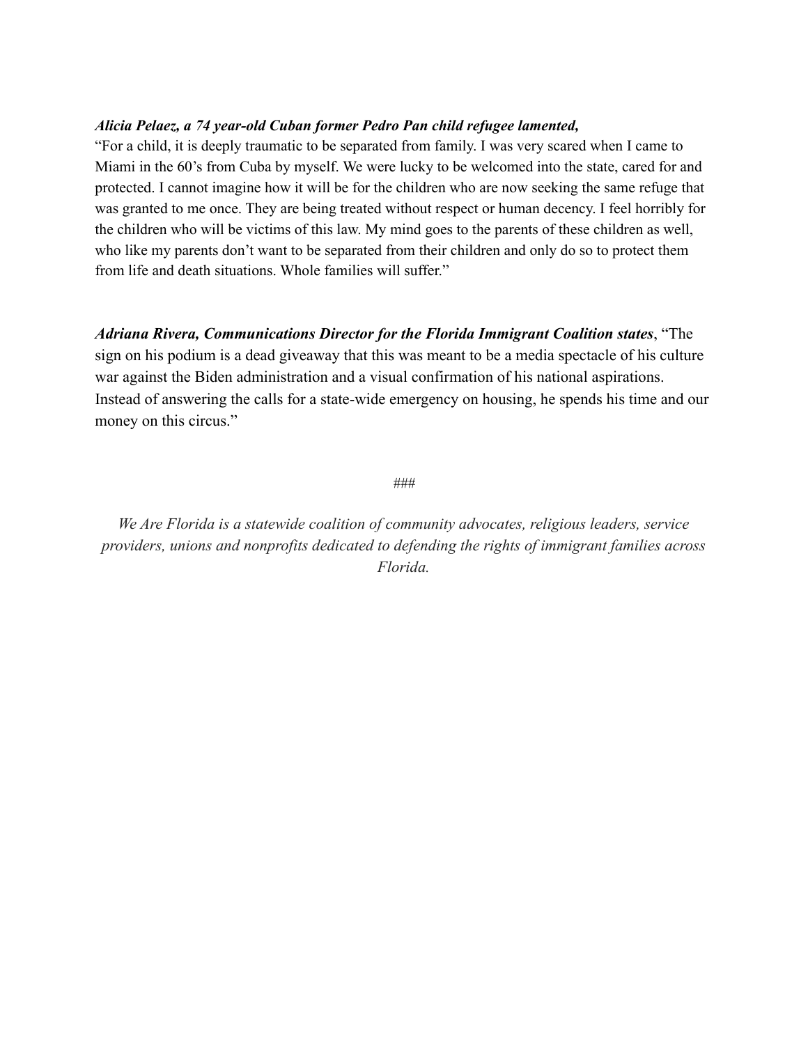***Alicia Pelaez, a 74 year-old Cuban former Pedro Pan child refugee lamented,***
"For a child, it is deeply traumatic to be separated from family. I was very scared when I came to Miami in the 60's from Cuba by myself. We were lucky to be welcomed into the state, cared for and protected. I cannot imagine how it will be for the children who are now seeking the same refuge that was granted to me once. They are being treated without respect or human decency. I feel horribly for the children who will be victims of this law. My mind goes to the parents of these children as well, who like my parents don't want to be separated from their children and only do so to protect them from life and death situations. Whole families will suffer."

***Adriana Rivera, Communications Director for the Florida Immigrant Coalition states***, "The sign on his podium is a dead giveaway that this was meant to be a media spectacle of his culture war against the Biden administration and a visual confirmation of his national aspirations. Instead of answering the calls for a state-wide emergency on housing, he spends his time and our money on this circus."

###

*We Are Florida is a statewide coalition of community advocates, religious leaders, service providers, unions and nonprofits dedicated to defending the rights of immigrant families across Florida.*